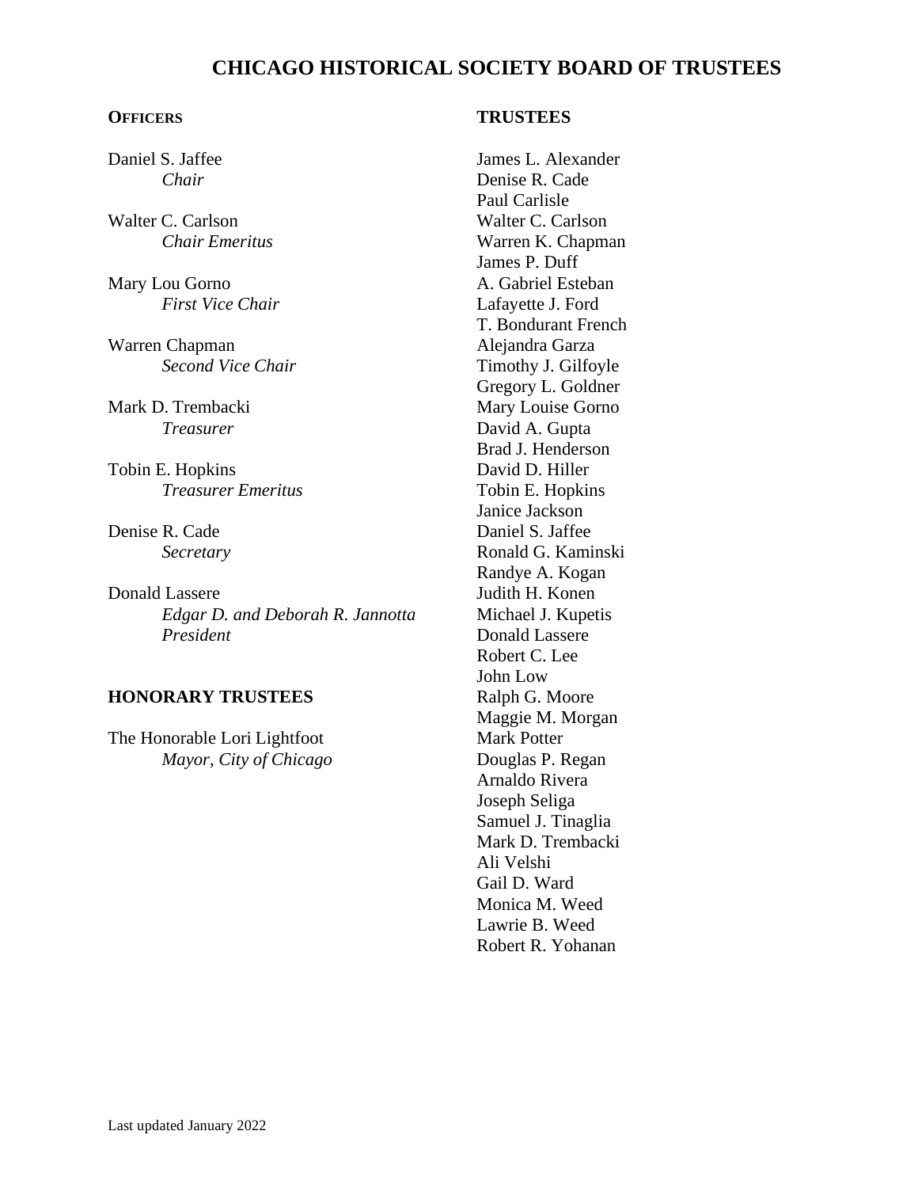# CHICAGO HISTORICAL SOCIETY BOARD OF TRUSTEES

## OFFICERS

Daniel S. Jaffee
*Chair*

Walter C. Carlson
*Chair Emeritus*

Mary Lou Gorno
*First Vice Chair*

Warren Chapman
*Second Vice Chair*

Mark D. Trembacki
*Treasurer*

Tobin E. Hopkins
*Treasurer Emeritus*

Denise R. Cade
*Secretary*

Donald Lassere
*Edgar D. and Deborah R. Jannotta President*

## HONORARY TRUSTEES

The Honorable Lori Lightfoot
*Mayor, City of Chicago*

## TRUSTEES

James L. Alexander
Denise R. Cade
Paul Carlisle
Walter C. Carlson
Warren K. Chapman
James P. Duff
A. Gabriel Esteban
Lafayette J. Ford
T. Bondurant French
Alejandra Garza
Timothy J. Gilfoyle
Gregory L. Goldner
Mary Louise Gorno
David A. Gupta
Brad J. Henderson
David D. Hiller
Tobin E. Hopkins
Janice Jackson
Daniel S. Jaffee
Ronald G. Kaminski
Randye A. Kogan
Judith H. Konen
Michael J. Kupetis
Donald Lassere
Robert C. Lee
John Low
Ralph G. Moore
Maggie M. Morgan
Mark Potter
Douglas P. Regan
Arnaldo Rivera
Joseph Seliga
Samuel J. Tinaglia
Mark D. Trembacki
Ali Velshi
Gail D. Ward
Monica M. Weed
Lawrie B. Weed
Robert R. Yohanan

Last updated January 2022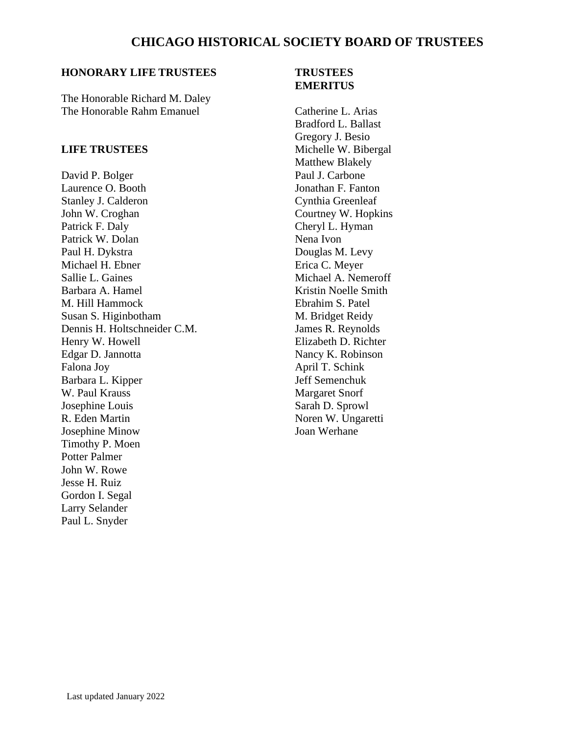# CHICAGO HISTORICAL SOCIETY BOARD OF TRUSTEES

### HONORARY LIFE TRUSTEES

The Honorable Richard M. Daley
The Honorable Rahm Emanuel

### LIFE TRUSTEES

David P. Bolger
Laurence O. Booth
Stanley J. Calderon
John W. Croghan
Patrick F. Daly
Patrick W. Dolan
Paul H. Dykstra
Michael H. Ebner
Sallie L. Gaines
Barbara A. Hamel
M. Hill Hammock
Susan S. Higinbotham
Dennis H. Holtschneider C.M.
Henry W. Howell
Edgar D. Jannotta
Falona Joy
Barbara L. Kipper
W. Paul Krauss
Josephine Louis
R. Eden Martin
Josephine Minow
Timothy P. Moen
Potter Palmer
John W. Rowe
Jesse H. Ruiz
Gordon I. Segal
Larry Selander
Paul L. Snyder

### TRUSTEES EMERITUS

Catherine L. Arias
Bradford L. Ballast
Gregory J. Besio
Michelle W. Bibergal
Matthew Blakely
Paul J. Carbone
Jonathan F. Fanton
Cynthia Greenleaf
Courtney W. Hopkins
Cheryl L. Hyman
Nena Ivon
Douglas M. Levy
Erica C. Meyer
Michael A. Nemeroff
Kristin Noelle Smith
Ebrahim S. Patel
M. Bridget Reidy
James R. Reynolds
Elizabeth D. Richter
Nancy K. Robinson
April T. Schink
Jeff Semenchuk
Margaret Snorf
Sarah D. Sprowl
Noren W. Ungaretti
Joan Werhane

Last updated January 2022